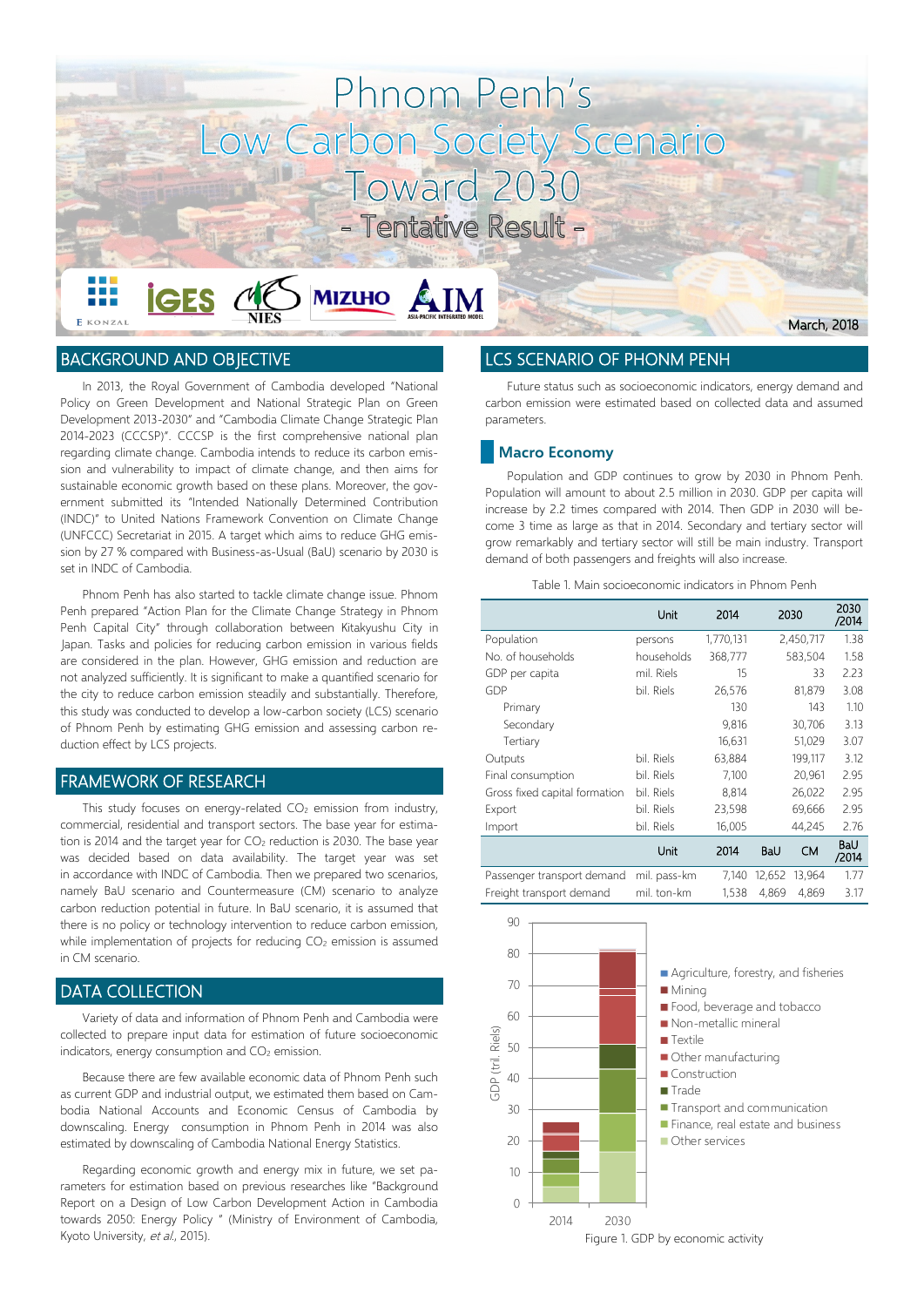# Phnom Penh's Low Carbon Society Scenario Toward 2030

## - Tentative Result -

March, 2018

## BACKGROUND AND OBJECTIVE

In 2013, the Royal Government of Cambodia developed "National Policy on Green Development and National Strategic Plan on Green Development 2013-2030" and "Cambodia Climate Change Strategic Plan 2014-2023 (CCCSP)". CCCSP is the first comprehensive national plan regarding climate change. Cambodia intends to reduce its carbon emission and vulnerability to impact of climate change, and then aims for sustainable economic growth based on these plans. Moreover, the government submitted its "Intended Nationally Determined Contribution (INDC)" to United Nations Framework Convention on Climate Change (UNFCCC) Secretariat in 2015. A target which aims to reduce GHG emission by 27 % compared with Business-as-Usual (BaU) scenario by 2030 is set in INDC of Cambodia.

Phnom Penh has also started to tackle climate change issue. Phnom Penh prepared "Action Plan for the Climate Change Strategy in Phnom Penh Capital City" through collaboration between Kitakyushu City in Japan. Tasks and policies for reducing carbon emission in various fields are considered in the plan. However, GHG emission and reduction are not analyzed sufficiently. It is significant to make a quantified scenario for the city to reduce carbon emission steadily and substantially. Therefore, this study was conducted to develop a low-carbon society (LCS) scenario of Phnom Penh by estimating GHG emission and assessing carbon reduction effect by LCS projects.

## FRAMEWORK OF RESEARCH

This study focuses on energy-related $CO_2$ emission from industry, commercial, residential and transport sectors. The base year for estimation is 2014 and the target year for $CO_2$ reduction is 2030. The base year was decided based on data availability. The target year was set in accordance with INDC of Cambodia. Then we prepared two scenarios, namely BaU scenario and Countermeasure (CM) scenario to analyze carbon reduction potential in future. In BaU scenario, it is assumed that there is no policy or technology intervention to reduce carbon emission, while implementation of projects for reducing $CO_2$ emission is assumed in CM scenario.

## DATA COLLECTION

Variety of data and information of Phnom Penh and Cambodia were collected to prepare input data for estimation of future socioeconomic indicators, energy consumption and $CO_2$ emission.

Because there are few available economic data of Phnom Penh such as current GDP and industrial output, we estimated them based on Cambodia National Accounts and Economic Census of Cambodia by downscaling. Energy consumption in Phnom Penh in 2014 was also estimated by downscaling of Cambodia National Energy Statistics.

Regarding economic growth and energy mix in future, we set parameters for estimation based on previous researches like "Background Report on a Design of Low Carbon Development Action in Cambodia towards 2050: Energy Policy " (Ministry of Environment of Cambodia, Kyoto University, *et al.*, 2015).

## LCS SCENARIO OF PHONM PENH

Future status such as socioeconomic indicators, energy demand and carbon emission were estimated based on collected data and assumed parameters.

### Macro Economy

Population and GDP continues to grow by 2030 in Phnom Penh. Population will amount to about 2.5 million in 2030. GDP per capita will increase by 2.2 times compared with 2014. Then GDP in 2030 will become 3 time as large as that in 2014. Secondary and tertiary sector will grow remarkably and tertiary sector will still be main industry. Transport demand of both passengers and freights will also increase.

Table 1. Main socioeconomic indicators in Phnom Penh

| | Unit | 2014 | 2030 | | 2030 /2014 |
|---|---|---|---|---|---|
| Population | persons | 1,770,131 | 2,450,717 | | 1.38 |
| No. of households | households | 368,777 | 583,504 | | 1.58 |
| GDP per capita | mil. Riels | 15 | 33 | | 2.23 |
| GDP | bil. Riels | 26,576 | 81,879 | | 3.08 |
| Primary | | 130 | 143 | | 1.10 |
| Secondary | | 9,816 | 30,706 | | 3.13 |
| Tertiary | | 16,631 | 51,029 | | 3.07 |
| Outputs | bil. Riels | 63,884 | 199,117 | | 3.12 |
| Final consumption | bil. Riels | 7,100 | 20,961 | | 2.95 |
| Gross fixed capital formation | bil. Riels | 8,814 | 26,022 | | 2.95 |
| Export | bil. Riels | 23,598 | 69,666 | | 2.95 |
| Import | bil. Riels | 16,005 | 44,245 | | 2.76 |
| | **Unit** | **2014** | **BaU** | **CM** | **BaU /2014** |
| Passenger transport demand | mil. pass-km | 7,140 | 12,652 | 13,964 | 1.77 |
| Freight transport demand | mil. ton-km | 1,538 | 4,869 | 4,869 | 3.17 |

Figure 1. GDP by economic activity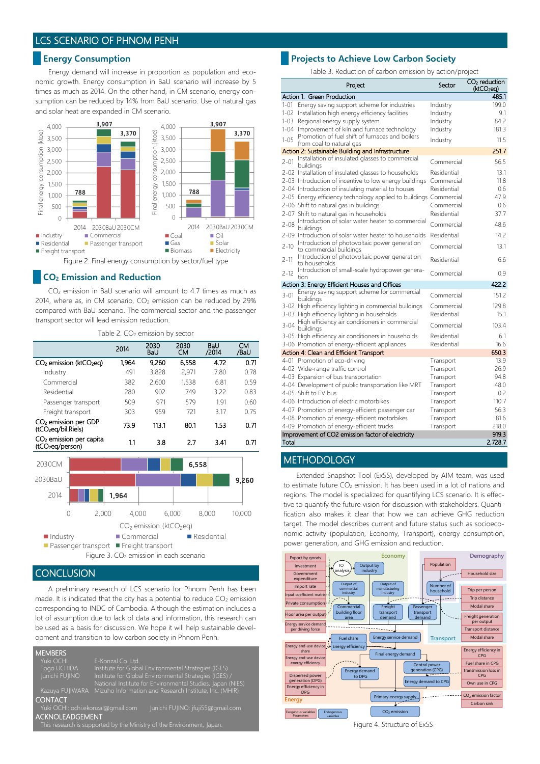# LCS SCENARIO OF PHNOM PENH

## Energy Consumption

Energy demand will increase in proportion as population and economic growth. Energy consumption in BaU scenario will increase by 5 times as much as 2014. On the other hand, in CM scenario, energy consumption can be reduced by 14% from BaU scenario. Use of natural gas and solar heat are expanded in CM scenario.

Final energy consumption (ktoe)
4,000
3,500
3,000
2,500
2,000
1,500
1,000
500
0
788
3,907
3,370
2014 2030BaU 2030CM
Industry
Commercial
Residential
Passenger transport
Freight transport

Final energy consumption (ktoe)
4,000
3,500
3,000
2,500
2,000
1,500
1,000
500
0
788
3,907
3,370
2014 2030BaU 2030CM
Coal
Oil
Gas
Solar
Biomass
Electricity

Figure 2. Final energy consumption by sector/fuel type

## $CO_2$ Emission and Reduction

$CO_2$ emission in BaU scenario will amount to 4.7 times as much as 2014, where as, in CM scenario, $CO_2$ emission can be reduced by 29% compared with BaU scenario. The commercial sector and the passenger transport sector will lead emission reduction.

Table 2. $CO_2$ emission by sector

| | 2014 | 2030 BaU | 2030 CM | BaU /2014 | CM /BaU |
|---|---|---|---|---|---|
| $CO_2$ emission ($ktCO_2eq$) | 1,964 | 9,260 | 6,558 | 4.72 | 0.71 |
| Industry | 491 | 3,828 | 2,971 | 7.80 | 0.78 |
| Commercial | 382 | 2,600 | 1,538 | 6.81 | 0.59 |
| Residential | 280 | 902 | 749 | 3.22 | 0.83 |
| Passenger transport | 509 | 971 | 579 | 1.91 | 0.60 |
| Freight transport | 303 | 959 | 721 | 3.17 | 0.75 |
| $CO_2$ emission per GDP ($tCO_2eq$/bil.Riels) | 73.9 | 113.1 | 80.1 | 1.53 | 0.71 |
| $CO_2$ emission per capita ($tCO_2eq$/person) | 1.1 | 3.8 | 2.7 | 3.41 | 0.71 |

2030CM 6,558
2030BaU 9,260
2014 1,964
0 2,000 4,000 6,000 8,000 10,000
$CO_2$ emission ($ktCO_2eq$)
Industry
Commercial
Residential
Passenger transport
Freight transport

Figure 3. $CO_2$ emission in each scenario

# CONCLUSION

A preliminary research of LCS scenario for Phnom Penh has been made. It is indicated that the city has a potential to reduce $CO_2$ emission corresponding to INDC of Cambodia. Although the estimation includes a lot of assumption due to lack of data and information, this research can be used as a basis for discussion. We hope it will help sustainable development and transition to low carbon society in Phnom Penh.

**MEMBERS**

| | |
|---|---|
| Yuki OCHI | E-Konzal Co. Ltd. |
| Togo UCHIDA | Institute for Global Environmental Strategies (IGES) |
| Junichi FUJINO | Institute for Global Environmental Strategies (IGES) / National Institute for Environmental Studies, Japan (NIES) |
| Kazuya FUJIWARA | Mizuho Information and Research Institute, Inc. (MHIR) |

**CONTACT**

Yuki OCHI: ochi.ekonzal@gmail.com    Junichi FUJINO: jfuji55@gmail.com

**ACKNOLEADGEMENT**

This research is supported by the Ministry of the Environment, Japan.

## Projects to Achieve Low Carbon Society

Table 3. Reduction of carbon emission by action/project

| Project | | Sector | $CO_2$ reduction ($ktCO_2eq$) |
|---|---|---|---|
| **Action 1: Green Production** | | | **485.1** |
| 1-01 | Energy saving support scheme for industries | Industry | 199.0 |
| 1-02 | Installation high energy efficiency facilities | Industry | 9.1 |
| 1-03 | Regional energy supply system | Industry | 84.2 |
| 1-04 | Improvement of kiln and furnace technology | Industry | 181.3 |
| 1-05 | Promotion of fuel shift of furnaces and boilers from coal to natural gas | Industry | 11.5 |
| **Action 2: Sustainable Building and Infrastructure** | | | **251.7** |
| 2-01 | Installation of insulated glasses to commercial buildings | Commercial | 56.5 |
| 2-02 | Installation of insulated glasses to households | Residential | 13.1 |
| 2-03 | Introduction of incentive to low energy buildings | Commercial | 11.8 |
| 2-04 | Introduction of insulating material to houses | Residential | 0.6 |
| 2-05 | Energy efficiency technology applied to buildings | Commercial | 47.9 |
| 2-06 | Shift to natural gas in buildings | Commercial | 0.6 |
| 2-07 | Shift to natural gas in households | Residential | 37.7 |
| 2-08 | Introduction of solar water heater to commercial buildings | Commercial | 48.6 |
| 2-09 | Introduction of solar water heater to households | Residential | 14.2 |
| 2-10 | Introduction of photovoltaic power generation to commercial buildings | Commercial | 13.1 |
| 2-11 | Introduction of photovoltaic power generation to households | Residential | 6.6 |
| 2-12 | Introduction of small-scale hydropower generation | Commercial | 0.9 |
| **Action 3: Energy Efficient Houses and Offices** | | | **422.2** |
| 3-01 | Energy saving support scheme for commercial buildings | Commercial | 151.2 |
| 3-02 | High efficiency lighting in commercial buildings | Commercial | 129.8 |
| 3-03 | High efficiency lighting in households | Residential | 15.1 |
| 3-04 | High efficiency air conditioners in commercial buildings | Commercial | 103.4 |
| 3-05 | High efficiency air conditioners in households | Residential | 6.1 |
| 3-06 | Promotion of energy-efficient appliances | Residential | 16.6 |
| **Action 4: Clean and Efficient Transport** | | | **650.3** |
| 4-01 | Promotion of eco-driving | Transport | 13.9 |
| 4-02 | Wide-range traffic control | Transport | 26.9 |
| 4-03 | Expansion of bus transportation | Transport | 94.8 |
| 4-04 | Development of public transportation like MRT | Transport | 48.0 |
| 4-05 | Shift to EV bus | Transport | 0.2 |
| 4-06 | Introduction of electric motorbikes | Transport | 110.7 |
| 4-07 | Promotion of energy-efficient passenger car | Transport | 56.3 |
| 4-08 | Promotion of energy-efficient motorbikes | Transport | 81.6 |
| 4-09 | Promotion of energy-efficient trucks | Transport | 218.0 |
| **Improvement of CO2 emission factor of electricity** | | | **919.3** |
| **Total** | | | **2,728.7** |

# METHODOLOGY

Extended Snapshot Tool (ExSS), developed by AIM team, was used to estimate future $CO_2$ emission. It has been used in a lot of nations and regions. The model is specialized for quantifying LCS scenario. It is effective to quantify the future vision for discussion with stakeholders. Quantification also makes it clear that how we can achieve GHG reduction target. The model describes current and future status such as socioeconomic activity (population, Economy, Transport), energy consumption, power generation, and GHG emission and reduction.

Economy
Demography
Export by goods
Investment
Government expenditure
Import rate
Input coefficient matrix
Private consumption
IO analysis
Output by industry
Output of commercial industry
Output of manufacturing industry
Population
Household size
Number of household
Trip per person
Trip distance
Modal share
Commercial building floor area
Freight transport demand
Passenger transport demand
Freight generation per output
Transport distance
Modal share
Floor area per output
Energy service demand per driving force
Transport
Fuel share
Energy service demand
Energy end-use device share
Energy efficiency
Energy end-use device energy efficiency
Final energy demand
Energy efficiency in CPG
Fuel share in CPG
Transmission loss in CPG
Own use in CPG
Dispersed power generation (DPG)
Energy efficiency in DPG
Energy demand to DPG
Central power generation (CPG)
Energy demand to CPG
Primary energy supply
$CO_2$ emission factor
Carbon sink
Energy
$CO_2$ emission
Exogenous variables Parameters
Endogenous variables

Figure 4. Structure of ExSS